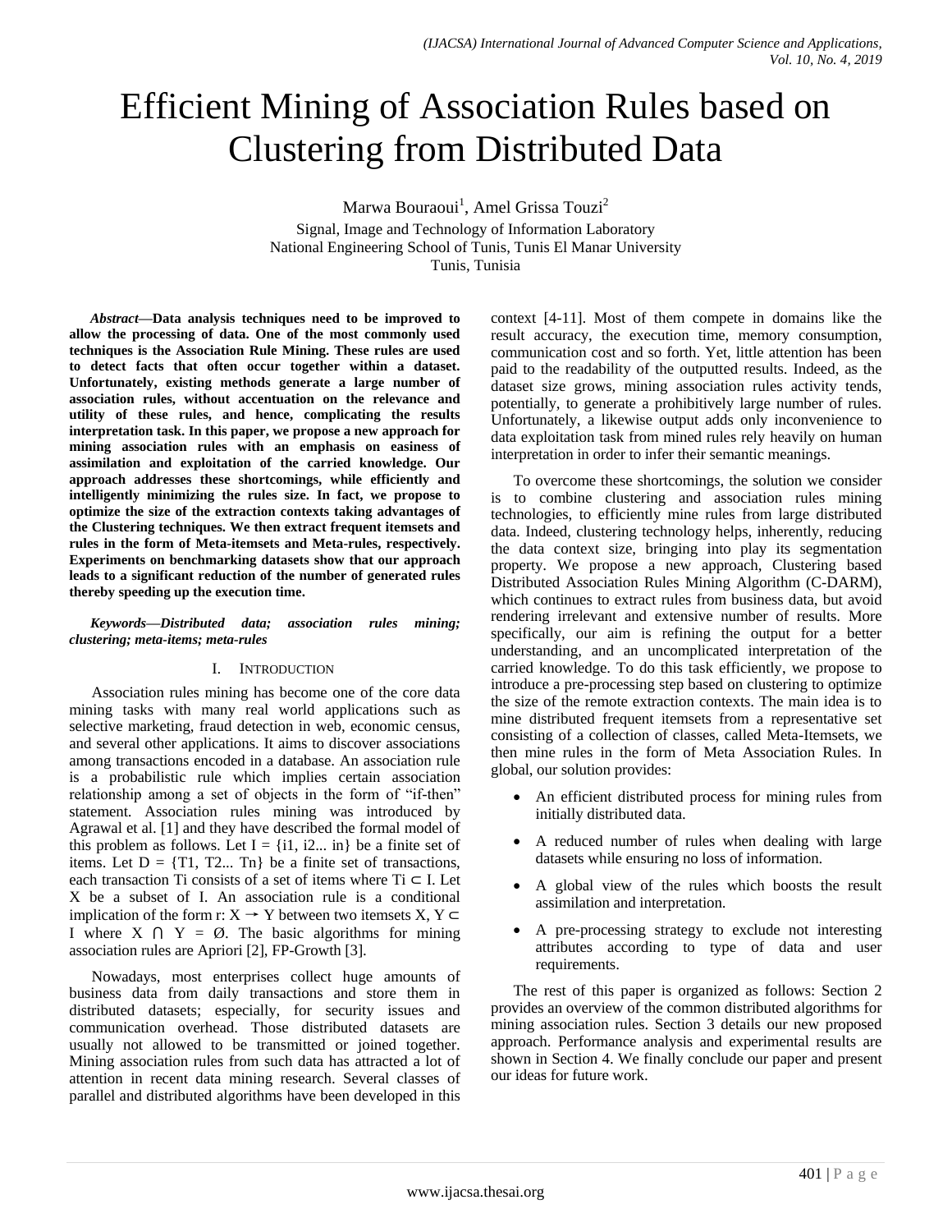# Efficient Mining of Association Rules based on Clustering from Distributed Data

Marwa Bouraoui[1], Amel Grissa Touzi[2]

Signal, Image and Technology of Information Laboratory
National Engineering School of Tunis, Tunis El Manar University
Tunis, Tunisia

***Abstract*—Data analysis techniques need to be improved to allow the processing of data. One of the most commonly used techniques is the Association Rule Mining. These rules are used to detect facts that often occur together within a dataset. Unfortunately, existing methods generate a large number of association rules, without accentuation on the relevance and utility of these rules, and hence, complicating the results interpretation task. In this paper, we propose a new approach for mining association rules with an emphasis on easiness of assimilation and exploitation of the carried knowledge. Our approach addresses these shortcomings, while efficiently and intelligently minimizing the rules size. In fact, we propose to optimize the size of the extraction contexts taking advantages of the Clustering techniques. We then extract frequent itemsets and rules in the form of Meta-itemsets and Meta-rules, respectively. Experiments on benchmarking datasets show that our approach leads to a significant reduction of the number of generated rules thereby speeding up the execution time.**

***Keywords*—*Distributed data; association rules mining; clustering; meta-items; meta-rules***

## I. Introduction

Association rules mining has become one of the core data mining tasks with many real world applications such as selective marketing, fraud detection in web, economic census, and several other applications. It aims to discover associations among transactions encoded in a database. An association rule is a probabilistic rule which implies certain association relationship among a set of objects in the form of "if-then" statement. Association rules mining was introduced by Agrawal et al. [1] and they have described the formal model of this problem as follows. Let I = {i1, i2... in} be a finite set of items. Let D = {T1, T2... Tn} be a finite set of transactions, each transaction Ti consists of a set of items where $Ti \subset I$. Let X be a subset of I. An association rule is a conditional implication of the form r: $X \rightarrow Y$ between two itemsets $X, Y \subset I$ where $X \cap Y = \emptyset$. The basic algorithms for mining association rules are Apriori [2], FP-Growth [3].

Nowadays, most enterprises collect huge amounts of business data from daily transactions and store them in distributed datasets; especially, for security issues and communication overhead. Those distributed datasets are usually not allowed to be transmitted or joined together. Mining association rules from such data has attracted a lot of attention in recent data mining research. Several classes of parallel and distributed algorithms have been developed in this context [4-11]. Most of them compete in domains like the result accuracy, the execution time, memory consumption, communication cost and so forth. Yet, little attention has been paid to the readability of the outputted results. Indeed, as the dataset size grows, mining association rules activity tends, potentially, to generate a prohibitively large number of rules. Unfortunately, a likewise output adds only inconvenience to data exploitation task from mined rules rely heavily on human interpretation in order to infer their semantic meanings.

To overcome these shortcomings, the solution we consider is to combine clustering and association rules mining technologies, to efficiently mine rules from large distributed data. Indeed, clustering technology helps, inherently, reducing the data context size, bringing into play its segmentation property. We propose a new approach, Clustering based Distributed Association Rules Mining Algorithm (C-DARM), which continues to extract rules from business data, but avoid rendering irrelevant and extensive number of results. More specifically, our aim is refining the output for a better understanding, and an uncomplicated interpretation of the carried knowledge. To do this task efficiently, we propose to introduce a pre-processing step based on clustering to optimize the size of the remote extraction contexts. The main idea is to mine distributed frequent itemsets from a representative set consisting of a collection of classes, called Meta-Itemsets, we then mine rules in the form of Meta Association Rules. In global, our solution provides:

- An efficient distributed process for mining rules from initially distributed data.
- A reduced number of rules when dealing with large datasets while ensuring no loss of information.
- A global view of the rules which boosts the result assimilation and interpretation.
- A pre-processing strategy to exclude not interesting attributes according to type of data and user requirements.

The rest of this paper is organized as follows: Section 2 provides an overview of the common distributed algorithms for mining association rules. Section 3 details our new proposed approach. Performance analysis and experimental results are shown in Section 4. We finally conclude our paper and present our ideas for future work.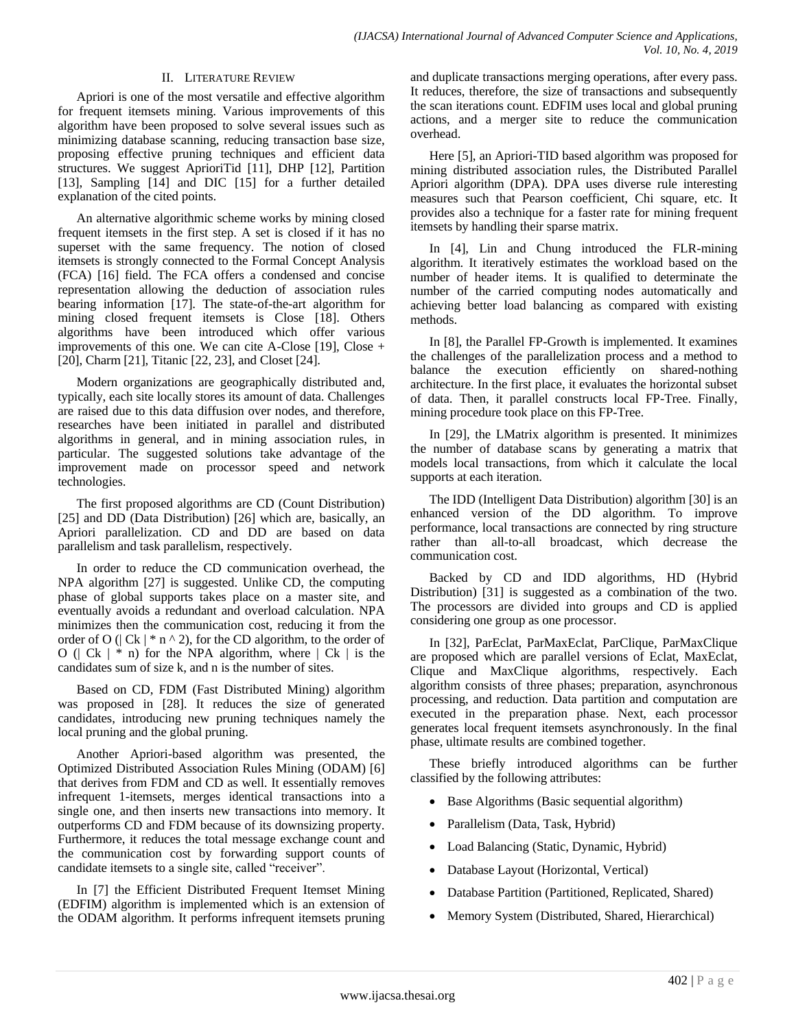## II. Literature Review

Apriori is one of the most versatile and effective algorithm for frequent itemsets mining. Various improvements of this algorithm have been proposed to solve several issues such as minimizing database scanning, reducing transaction base size, proposing effective pruning techniques and efficient data structures. We suggest AprioriTid [11], DHP [12], Partition [13], Sampling [14] and DIC [15] for a further detailed explanation of the cited points.

An alternative algorithmic scheme works by mining closed frequent itemsets in the first step. A set is closed if it has no superset with the same frequency. The notion of closed itemsets is strongly connected to the Formal Concept Analysis (FCA) [16] field. The FCA offers a condensed and concise representation allowing the deduction of association rules bearing information [17]. The state-of-the-art algorithm for mining closed frequent itemsets is Close [18]. Others algorithms have been introduced which offer various improvements of this one. We can cite A-Close [19], Close + [20], Charm [21], Titanic [22, 23], and Closet [24].

Modern organizations are geographically distributed and, typically, each site locally stores its amount of data. Challenges are raised due to this data diffusion over nodes, and therefore, researches have been initiated in parallel and distributed algorithms in general, and in mining association rules, in particular. The suggested solutions take advantage of the improvement made on processor speed and network technologies.

The first proposed algorithms are CD (Count Distribution) [25] and DD (Data Distribution) [26] which are, basically, an Apriori parallelization. CD and DD are based on data parallelism and task parallelism, respectively.

In order to reduce the CD communication overhead, the NPA algorithm [27] is suggested. Unlike CD, the computing phase of global supports takes place on a master site, and eventually avoids a redundant and overload calculation. NPA minimizes then the communication cost, reducing it from the order of $O(|Ck| * n^2)$, for the CD algorithm, to the order of $O(|Ck| * n)$ for the NPA algorithm, where $|Ck|$ is the candidates sum of size k, and n is the number of sites.

Based on CD, FDM (Fast Distributed Mining) algorithm was proposed in [28]. It reduces the size of generated candidates, introducing new pruning techniques namely the local pruning and the global pruning.

Another Apriori-based algorithm was presented, the Optimized Distributed Association Rules Mining (ODAM) [6] that derives from FDM and CD as well. It essentially removes infrequent 1-itemsets, merges identical transactions into a single one, and then inserts new transactions into memory. It outperforms CD and FDM because of its downsizing property. Furthermore, it reduces the total message exchange count and the communication cost by forwarding support counts of candidate itemsets to a single site, called "receiver".

In [7] the Efficient Distributed Frequent Itemset Mining (EDFIM) algorithm is implemented which is an extension of the ODAM algorithm. It performs infrequent itemsets pruning and duplicate transactions merging operations, after every pass. It reduces, therefore, the size of transactions and subsequently the scan iterations count. EDFIM uses local and global pruning actions, and a merger site to reduce the communication overhead.

Here [5], an Apriori-TID based algorithm was proposed for mining distributed association rules, the Distributed Parallel Apriori algorithm (DPA). DPA uses diverse rule interesting measures such that Pearson coefficient, Chi square, etc. It provides also a technique for a faster rate for mining frequent itemsets by handling their sparse matrix.

In [4], Lin and Chung introduced the FLR-mining algorithm. It iteratively estimates the workload based on the number of header items. It is qualified to determinate the number of the carried computing nodes automatically and achieving better load balancing as compared with existing methods.

In [8], the Parallel FP-Growth is implemented. It examines the challenges of the parallelization process and a method to balance the execution efficiently on shared-nothing architecture. In the first place, it evaluates the horizontal subset of data. Then, it parallel constructs local FP-Tree. Finally, mining procedure took place on this FP-Tree.

In [29], the LMatrix algorithm is presented. It minimizes the number of database scans by generating a matrix that models local transactions, from which it calculate the local supports at each iteration.

The IDD (Intelligent Data Distribution) algorithm [30] is an enhanced version of the DD algorithm. To improve performance, local transactions are connected by ring structure rather than all-to-all broadcast, which decrease the communication cost.

Backed by CD and IDD algorithms, HD (Hybrid Distribution) [31] is suggested as a combination of the two. The processors are divided into groups and CD is applied considering one group as one processor.

In [32], ParEclat, ParMaxEclat, ParClique, ParMaxClique are proposed which are parallel versions of Eclat, MaxEclat, Clique and MaxClique algorithms, respectively. Each algorithm consists of three phases; preparation, asynchronous processing, and reduction. Data partition and computation are executed in the preparation phase. Next, each processor generates local frequent itemsets asynchronously. In the final phase, ultimate results are combined together.

These briefly introduced algorithms can be further classified by the following attributes:

- Base Algorithms (Basic sequential algorithm)
- Parallelism (Data, Task, Hybrid)
- Load Balancing (Static, Dynamic, Hybrid)
- Database Layout (Horizontal, Vertical)
- Database Partition (Partitioned, Replicated, Shared)
- Memory System (Distributed, Shared, Hierarchical)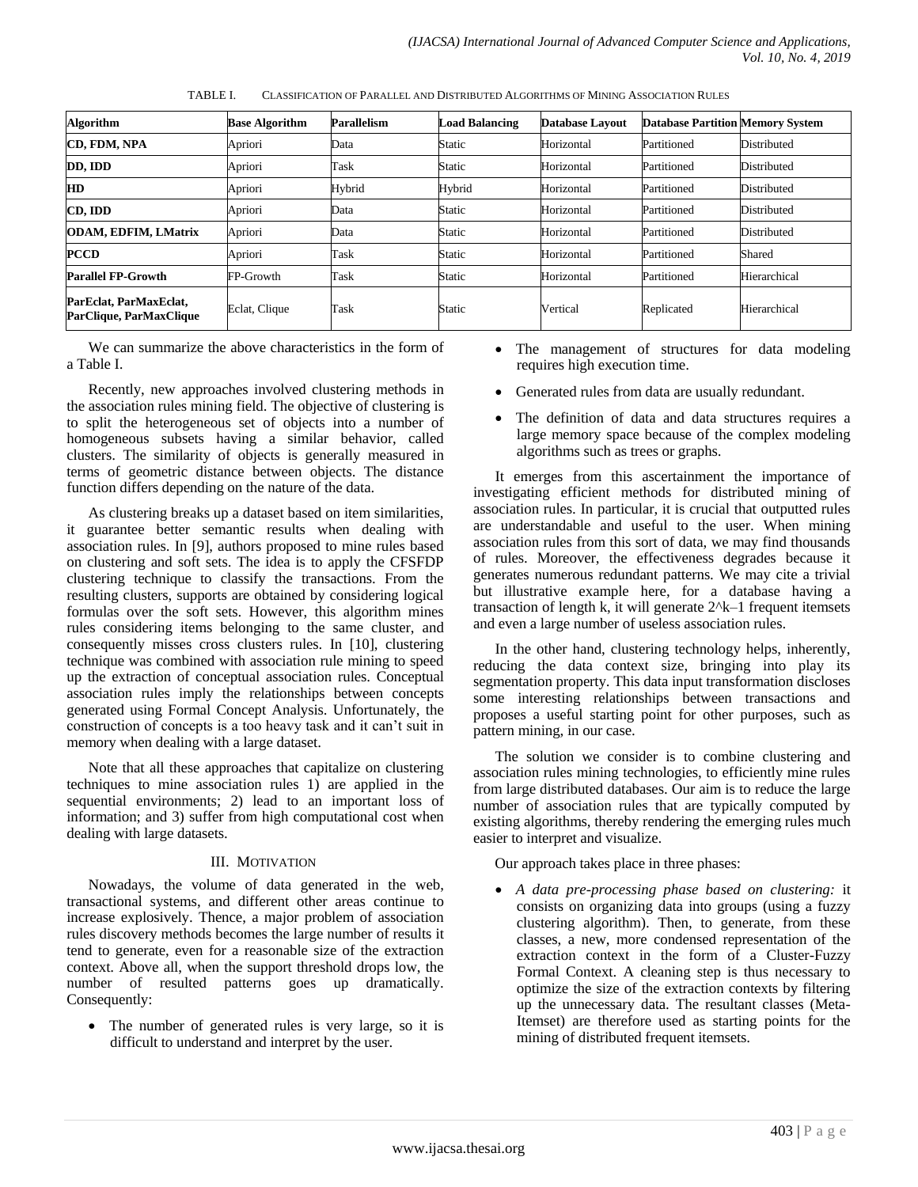TABLE I. CLASSIFICATION OF PARALLEL AND DISTRIBUTED ALGORITHMS OF MINING ASSOCIATION RULES

| Algorithm | Base Algorithm | Parallelism | Load Balancing | Database Layout | Database Partition | Memory System |
|---|---|---|---|---|---|---|
| **CD, FDM, NPA** | Apriori | Data | Static | Horizontal | Partitioned | Distributed |
| **DD, IDD** | Apriori | Task | Static | Horizontal | Partitioned | Distributed |
| **HD** | Apriori | Hybrid | Hybrid | Horizontal | Partitioned | Distributed |
| **CD, IDD** | Apriori | Data | Static | Horizontal | Partitioned | Distributed |
| **ODAM, EDFIM, LMatrix** | Apriori | Data | Static | Horizontal | Partitioned | Distributed |
| **PCCD** | Apriori | Task | Static | Horizontal | Partitioned | Shared |
| **Parallel FP-Growth** | FP-Growth | Task | Static | Horizontal | Partitioned | Hierarchical |
| **ParEclat, ParMaxEclat, ParClique, ParMaxClique** | Eclat, Clique | Task | Static | Vertical | Replicated | Hierarchical |

We can summarize the above characteristics in the form of a Table I.

Recently, new approaches involved clustering methods in the association rules mining field. The objective of clustering is to split the heterogeneous set of objects into a number of homogeneous subsets having a similar behavior, called clusters. The similarity of objects is generally measured in terms of geometric distance between objects. The distance function differs depending on the nature of the data.

As clustering breaks up a dataset based on item similarities, it guarantee better semantic results when dealing with association rules. In [9], authors proposed to mine rules based on clustering and soft sets. The idea is to apply the CFSFDP clustering technique to classify the transactions. From the resulting clusters, supports are obtained by considering logical formulas over the soft sets. However, this algorithm mines rules considering items belonging to the same cluster, and consequently misses cross clusters rules. In [10], clustering technique was combined with association rule mining to speed up the extraction of conceptual association rules. Conceptual association rules imply the relationships between concepts generated using Formal Concept Analysis. Unfortunately, the construction of concepts is a too heavy task and it can't suit in memory when dealing with a large dataset.

Note that all these approaches that capitalize on clustering techniques to mine association rules 1) are applied in the sequential environments; 2) lead to an important loss of information; and 3) suffer from high computational cost when dealing with large datasets.

## III. MOTIVATION

Nowadays, the volume of data generated in the web, transactional systems, and different other areas continue to increase explosively. Thence, a major problem of association rules discovery methods becomes the large number of results it tend to generate, even for a reasonable size of the extraction context. Above all, when the support threshold drops low, the number of resulted patterns goes up dramatically. Consequently:

- The number of generated rules is very large, so it is difficult to understand and interpret by the user.
- The management of structures for data modeling requires high execution time.
- Generated rules from data are usually redundant.
- The definition of data and data structures requires a large memory space because of the complex modeling algorithms such as trees or graphs.

It emerges from this ascertainment the importance of investigating efficient methods for distributed mining of association rules. In particular, it is crucial that outputted rules are understandable and useful to the user. When mining association rules from this sort of data, we may find thousands of rules. Moreover, the effectiveness degrades because it generates numerous redundant patterns. We may cite a trivial but illustrative example here, for a database having a transaction of length k, it will generate $2^k-1$ frequent itemsets and even a large number of useless association rules.

In the other hand, clustering technology helps, inherently, reducing the data context size, bringing into play its segmentation property. This data input transformation discloses some interesting relationships between transactions and proposes a useful starting point for other purposes, such as pattern mining, in our case.

The solution we consider is to combine clustering and association rules mining technologies, to efficiently mine rules from large distributed databases. Our aim is to reduce the large number of association rules that are typically computed by existing algorithms, thereby rendering the emerging rules much easier to interpret and visualize.

Our approach takes place in three phases:

- *A data pre-processing phase based on clustering:* it consists on organizing data into groups (using a fuzzy clustering algorithm). Then, to generate, from these classes, a new, more condensed representation of the extraction context in the form of a Cluster-Fuzzy Formal Context. A cleaning step is thus necessary to optimize the size of the extraction contexts by filtering up the unnecessary data. The resultant classes (Meta-Itemset) are therefore used as starting points for the mining of distributed frequent itemsets.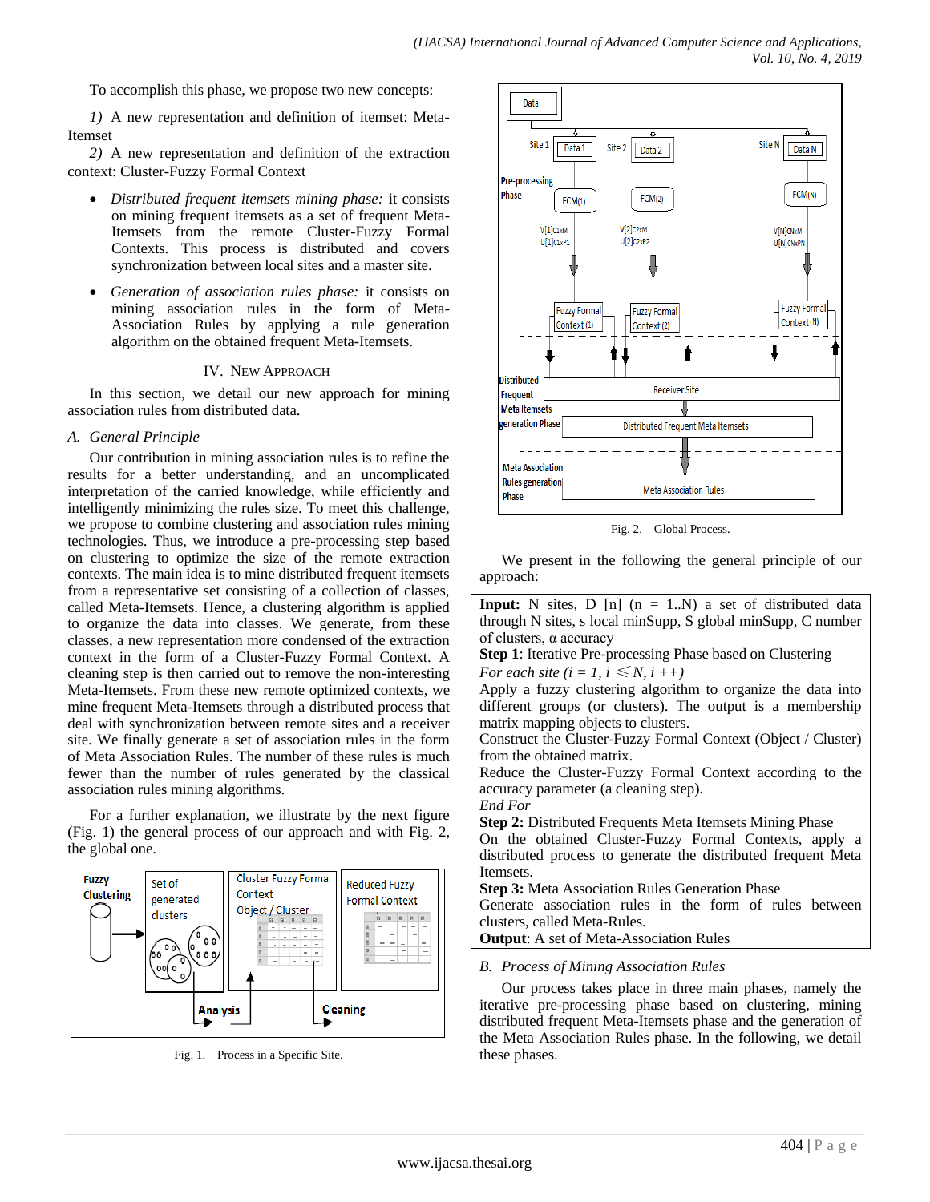To accomplish this phase, we propose two new concepts:

*1)* A new representation and definition of itemset: Meta-Itemset

*2)* A new representation and definition of the extraction context: Cluster-Fuzzy Formal Context

- *Distributed frequent itemsets mining phase:* it consists on mining frequent itemsets as a set of frequent Meta-Itemsets from the remote Cluster-Fuzzy Formal Contexts. This process is distributed and covers synchronization between local sites and a master site.
- *Generation of association rules phase:* it consists on mining association rules in the form of Meta-Association Rules by applying a rule generation algorithm on the obtained frequent Meta-Itemsets.

## IV. New Approach

In this section, we detail our new approach for mining association rules from distributed data.

### *A. General Principle*

Our contribution in mining association rules is to refine the results for a better understanding, and an uncomplicated interpretation of the carried knowledge, while efficiently and intelligently minimizing the rules size. To meet this challenge, we propose to combine clustering and association rules mining technologies. Thus, we introduce a pre-processing step based on clustering to optimize the size of the remote extraction contexts. The main idea is to mine distributed frequent itemsets from a representative set consisting of a collection of classes, called Meta-Itemsets. Hence, a clustering algorithm is applied to organize the data into classes. We generate, from these classes, a new representation more condensed of the extraction context in the form of a Cluster-Fuzzy Formal Context. A cleaning step is then carried out to remove the non-interesting Meta-Itemsets. From these new remote optimized contexts, we mine frequent Meta-Itemsets through a distributed process that deal with synchronization between remote sites and a receiver site. We finally generate a set of association rules in the form of Meta Association Rules. The number of these rules is much fewer than the number of rules generated by the classical association rules mining algorithms.

For a further explanation, we illustrate by the next figure (Fig. 1) the general process of our approach and with Fig. 2, the global one.

Fig. 1. Process in a Specific Site.

Fig. 2. Global Process.

We present in the following the general principle of our approach:

**Input:** N sites, D [n] (n = 1..N) a set of distributed data through N sites, s local minSupp, S global minSupp, C number of clusters, α accuracy
**Step 1**: Iterative Pre-processing Phase based on Clustering
*For each site (i = 1, i ⩽ N, i ++)*
Apply a fuzzy clustering algorithm to organize the data into different groups (or clusters). The output is a membership matrix mapping objects to clusters.
Construct the Cluster-Fuzzy Formal Context (Object / Cluster) from the obtained matrix.
Reduce the Cluster-Fuzzy Formal Context according to the accuracy parameter (a cleaning step).
*End For*
**Step 2:** Distributed Frequents Meta Itemsets Mining Phase
On the obtained Cluster-Fuzzy Formal Contexts, apply a distributed process to generate the distributed frequent Meta Itemsets.
**Step 3:** Meta Association Rules Generation Phase
Generate association rules in the form of rules between clusters, called Meta-Rules.
**Output**: A set of Meta-Association Rules

### *B. Process of Mining Association Rules*

Our process takes place in three main phases, namely the iterative pre-processing phase based on clustering, mining distributed frequent Meta-Itemsets phase and the generation of the Meta Association Rules phase. In the following, we detail these phases.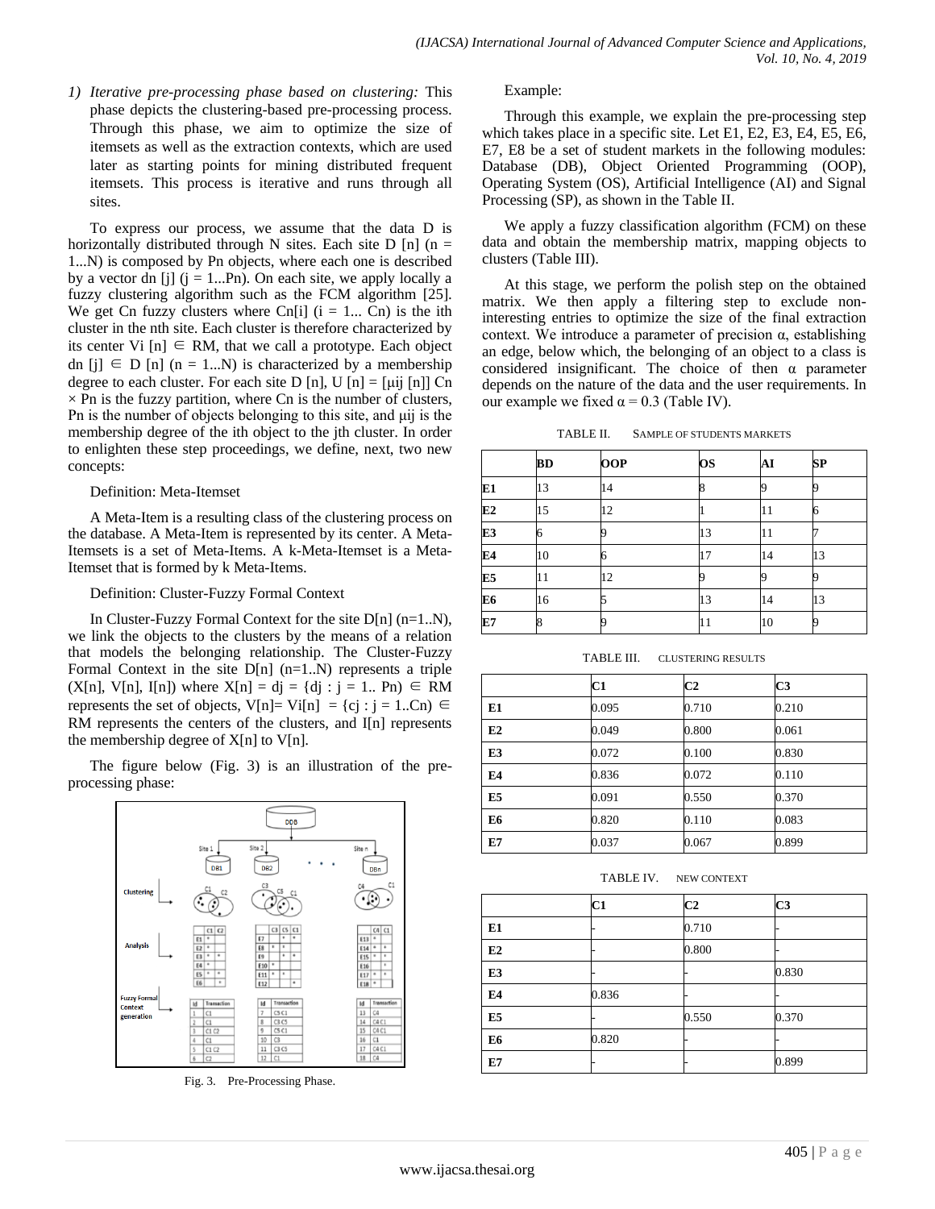*1) Iterative pre-processing phase based on clustering:* This phase depicts the clustering-based pre-processing process. Through this phase, we aim to optimize the size of itemsets as well as the extraction contexts, which are used later as starting points for mining distributed frequent itemsets. This process is iterative and runs through all sites.

To express our process, we assume that the data D is horizontally distributed through N sites. Each site D [n] (n = 1...N) is composed by Pn objects, where each one is described by a vector dn [j] (j = 1...Pn). On each site, we apply locally a fuzzy clustering algorithm such as the FCM algorithm [25]. We get Cn fuzzy clusters where Cn[i] (i = 1... Cn) is the ith cluster in the nth site. Each cluster is therefore characterized by its center Vi [n] ∈ RM, that we call a prototype. Each object dn [j] ∈ D [n] (n = 1...N) is characterized by a membership degree to each cluster. For each site D [n], U [n] = [μij [n]] Cn × Pn is the fuzzy partition, where Cn is the number of clusters, Pn is the number of objects belonging to this site, and μij is the membership degree of the ith object to the jth cluster. In order to enlighten these step proceedings, we define, next, two new concepts:

Definition: Meta-Itemset

A Meta-Item is a resulting class of the clustering process on the database. A Meta-Item is represented by its center. A Meta-Itemsets is a set of Meta-Items. A k-Meta-Itemset is a Meta-Itemset that is formed by k Meta-Items.

Definition: Cluster-Fuzzy Formal Context

In Cluster-Fuzzy Formal Context for the site D[n] (n=1..N), we link the objects to the clusters by the means of a relation that models the belonging relationship. The Cluster-Fuzzy Formal Context in the site D[n] (n=1..N) represents a triple (X[n], V[n], I[n]) where X[n] = dj = {dj : j = 1.. Pn) ∈ RM represents the set of objects, V[n]= Vi[n] = {cj : j = 1..Cn) ∈ RM represents the centers of the clusters, and I[n] represents the membership degree of X[n] to V[n].

The figure below (Fig. 3) is an illustration of the pre-processing phase:

Fig. 3. Pre-Processing Phase.

Example:

Through this example, we explain the pre-processing step which takes place in a specific site. Let E1, E2, E3, E4, E5, E6, E7, E8 be a set of student markets in the following modules: Database (DB), Object Oriented Programming (OOP), Operating System (OS), Artificial Intelligence (AI) and Signal Processing (SP), as shown in the Table II.

We apply a fuzzy classification algorithm (FCM) on these data and obtain the membership matrix, mapping objects to clusters (Table III).

At this stage, we perform the polish step on the obtained matrix. We then apply a filtering step to optimize the size of the final extraction context. We introduce a parameter of precision α, establishing an edge, below which, the belonging of an object to a class is considered insignificant. The choice of then α parameter depends on the nature of the data and the user requirements. In our example we fixed α = 0.3 (Table IV).

TABLE II. SAMPLE OF STUDENTS MARKETS

| | BD | OOP | OS | AI | SP |
|---|---|---|---|---|---|
| E1 | 13 | 14 | 8 | 9 | 9 |
| E2 | 15 | 12 | 1 | 11 | 6 |
| E3 | 6 | 9 | 13 | 11 | 7 |
| E4 | 10 | 6 | 17 | 14 | 13 |
| E5 | 11 | 12 | 9 | 9 | 9 |
| E6 | 16 | 5 | 13 | 14 | 13 |
| E7 | 8 | 9 | 11 | 10 | 9 |

TABLE III. CLUSTERING RESULTS

| | C1 | C2 | C3 |
|---|---|---|---|
| E1 | 0.095 | 0.710 | 0.210 |
| E2 | 0.049 | 0.800 | 0.061 |
| E3 | 0.072 | 0.100 | 0.830 |
| E4 | 0.836 | 0.072 | 0.110 |
| E5 | 0.091 | 0.550 | 0.370 |
| E6 | 0.820 | 0.110 | 0.083 |
| E7 | 0.037 | 0.067 | 0.899 |

TABLE IV. NEW CONTEXT

| | C1 | C2 | C3 |
|---|---|---|---|
| E1 | - | 0.710 | - |
| E2 | - | 0.800 | - |
| E3 | - | - | 0.830 |
| E4 | 0.836 | - | - |
| E5 | - | 0.550 | 0.370 |
| E6 | 0.820 | - | - |
| E7 | - | - | 0.899 |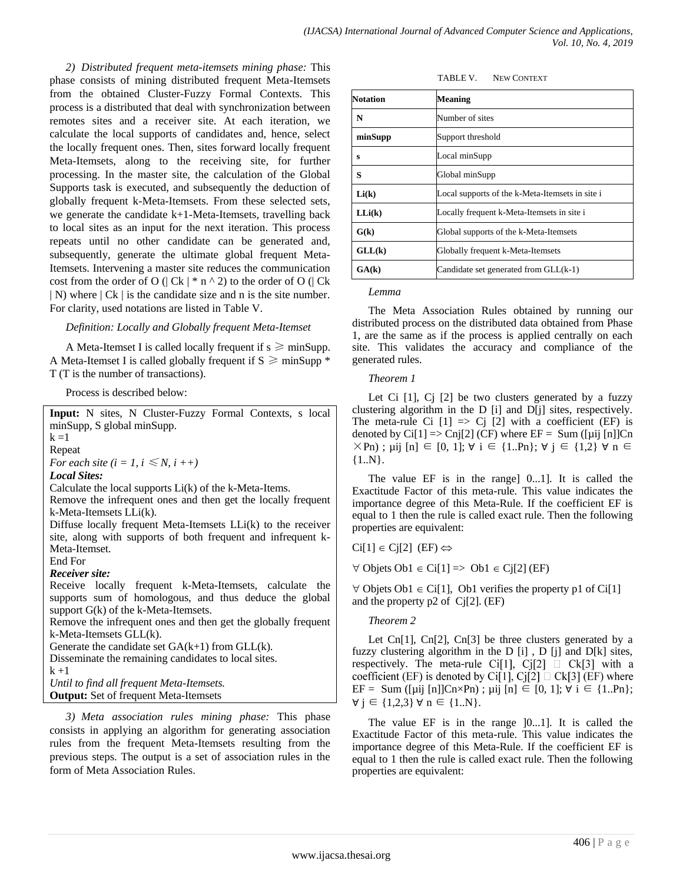*2) Distributed frequent meta-itemsets mining phase:* This phase consists of mining distributed frequent Meta-Itemsets from the obtained Cluster-Fuzzy Formal Contexts. This process is a distributed that deal with synchronization between remotes sites and a receiver site. At each iteration, we calculate the local supports of candidates and, hence, select the locally frequent ones. Then, sites forward locally frequent Meta-Itemsets, along to the receiving site, for further processing. In the master site, the calculation of the Global Supports task is executed, and subsequently the deduction of globally frequent k-Meta-Itemsets. From these selected sets, we generate the candidate k+1-Meta-Itemsets, travelling back to local sites as an input for the next iteration. This process repeats until no other candidate can be generated and, subsequently, generate the ultimate global frequent Meta-Itemsets. Intervening a master site reduces the communication cost from the order of O (| Ck | * n ^ 2) to the order of O (| Ck | N) where | Ck | is the candidate size and n is the site number. For clarity, used notations are listed in Table V.

*Definition: Locally and Globally frequent Meta-Itemset*

A Meta-Itemset I is called locally frequent if s ⩾ minSupp. A Meta-Itemset I is called globally frequent if S ⩾ minSupp * T (T is the number of transactions).

Process is described below:

**Input:** N sites, N Cluster-Fuzzy Formal Contexts, s local minSupp, S global minSupp.
k =1
Repeat
*For each site (i = 1, i ⩽ N, i ++)*
***Local Sites:***
Calculate the local supports Li(k) of the k-Meta-Items.
Remove the infrequent ones and then get the locally frequent k-Meta-Itemsets LLi(k).
Diffuse locally frequent Meta-Itemsets LLi(k) to the receiver site, along with supports of both frequent and infrequent k-Meta-Itemset.
End For
***Receiver site:***
Receive locally frequent k-Meta-Itemsets, calculate the supports sum of homologous, and thus deduce the global support G(k) of the k-Meta-Itemsets.
Remove the infrequent ones and then get the globally frequent k-Meta-Itemsets GLL(k).
Generate the candidate set GA(k+1) from GLL(k).
Disseminate the remaining candidates to local sites.
k +1
*Until to find all frequent Meta-Itemsets.*
**Output:** Set of frequent Meta-Itemsets

*3) Meta association rules mining phase:* This phase consists in applying an algorithm for generating association rules from the frequent Meta-Itemsets resulting from the previous steps. The output is a set of association rules in the form of Meta Association Rules.

TABLE V. NEW CONTEXT

| Notation | Meaning |
|---|---|
| **N** | Number of sites |
| **minSupp** | Support threshold |
| **s** | Local minSupp |
| **S** | Global minSupp |
| **Li(k)** | Local supports of the k-Meta-Itemsets in site i |
| **LLi(k)** | Locally frequent k-Meta-Itemsets in site i |
| **G(k)** | Global supports of the k-Meta-Itemsets |
| **GLL(k)** | Globally frequent k-Meta-Itemsets |
| **GA(k)** | Candidate set generated from GLL(k-1) |

*Lemma*

The Meta Association Rules obtained by running our distributed process on the distributed data obtained from Phase 1, are the same as if the process is applied centrally on each site. This validates the accuracy and compliance of the generated rules.

*Theorem 1*

Let Ci [1], Cj [2] be two clusters generated by a fuzzy clustering algorithm in the D [i] and D[j] sites, respectively. The meta-rule Ci [1] => Cj [2] with a coefficient (EF) is denoted by Ci[1] => Cnj[2] (CF) where EF = Sum ([µij [n]]Cn ×Pn) ; µij [n] ∈ [0, 1]; ∀ i ∈ {1..Pn}; ∀ j ∈ {1,2} ∀ n ∈ {1..N}.

The value EF is in the range] 0...1]. It is called the Exactitude Factor of this meta-rule. This value indicates the importance degree of this Meta-Rule. If the coefficient EF is equal to 1 then the rule is called exact rule. Then the following properties are equivalent:

Ci[1] ∊ Cj[2] (EF) ⇔

∀ Objets Ob1 ∊ Ci[1] => Ob1 ∊ Cj[2] (EF)

∀ Objets Ob1 ∊ Ci[1], Ob1 verifies the property p1 of Ci[1] and the property p2 of Cj[2]. (EF)

*Theorem 2*

Let Cn[1], Cn[2], Cn[3] be three clusters generated by a fuzzy clustering algorithm in the D [i] , D [j] and D[k] sites, respectively. The meta-rule Ci[1], Cj[2] □ Ck[3] with a coefficient (EF) is denoted by Ci[1], Cj[2] □ Ck[3] (EF) where EF = Sum ([µij [n]]Cn×Pn) ; µij [n] ∈ [0, 1]; ∀ i ∈ {1..Pn}; ∀ j ∈ {1,2,3} ∀ n ∈ {1..N}.

The value EF is in the range ]0...1]. It is called the Exactitude Factor of this meta-rule. This value indicates the importance degree of this Meta-Rule. If the coefficient EF is equal to 1 then the rule is called exact rule. Then the following properties are equivalent: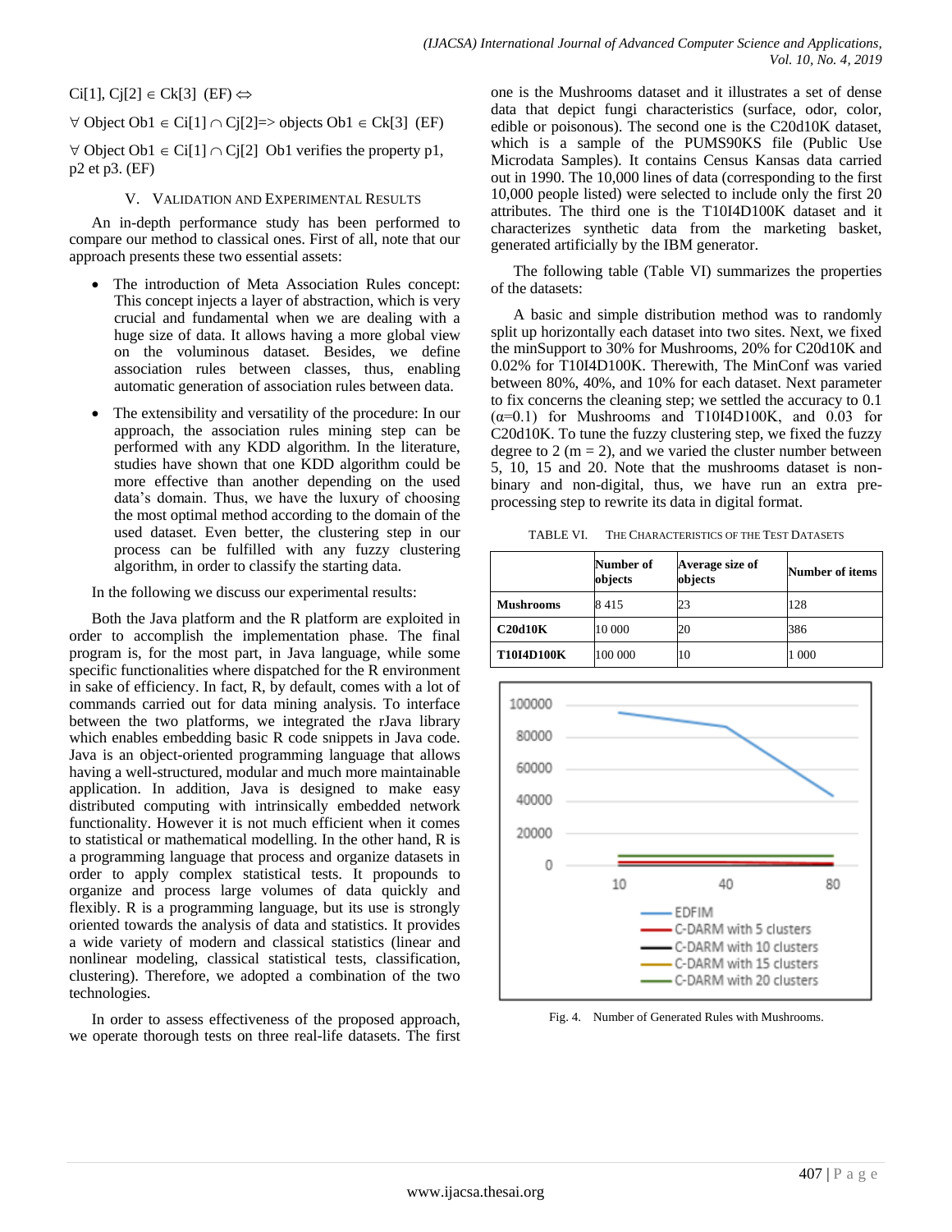Ci[1], Cj[2] ∈ Ck[3] (EF) ⇔

∀ Object Ob1 ∈ Ci[1] ∩ Cj[2]=> objects Ob1 ∈ Ck[3] (EF)

∀ Object Ob1 ∈ Ci[1] ∩ Cj[2] Ob1 verifies the property p1, p2 et p3. (EF)

## V. Validation and Experimental Results

An in-depth performance study has been performed to compare our method to classical ones. First of all, note that our approach presents these two essential assets:

- The introduction of Meta Association Rules concept: This concept injects a layer of abstraction, which is very crucial and fundamental when we are dealing with a huge size of data. It allows having a more global view on the voluminous dataset. Besides, we define association rules between classes, thus, enabling automatic generation of association rules between data.
- The extensibility and versatility of the procedure: In our approach, the association rules mining step can be performed with any KDD algorithm. In the literature, studies have shown that one KDD algorithm could be more effective than another depending on the used data's domain. Thus, we have the luxury of choosing the most optimal method according to the domain of the used dataset. Even better, the clustering step in our process can be fulfilled with any fuzzy clustering algorithm, in order to classify the starting data.

In the following we discuss our experimental results:

Both the Java platform and the R platform are exploited in order to accomplish the implementation phase. The final program is, for the most part, in Java language, while some specific functionalities where dispatched for the R environment in sake of efficiency. In fact, R, by default, comes with a lot of commands carried out for data mining analysis. To interface between the two platforms, we integrated the rJava library which enables embedding basic R code snippets in Java code. Java is an object-oriented programming language that allows having a well-structured, modular and much more maintainable application. In addition, Java is designed to make easy distributed computing with intrinsically embedded network functionality. However it is not much efficient when it comes to statistical or mathematical modelling. In the other hand, R is a programming language that process and organize datasets in order to apply complex statistical tests. It propounds to organize and process large volumes of data quickly and flexibly. R is a programming language, but its use is strongly oriented towards the analysis of data and statistics. It provides a wide variety of modern and classical statistics (linear and nonlinear modeling, classical statistical tests, classification, clustering). Therefore, we adopted a combination of the two technologies.

In order to assess effectiveness of the proposed approach, we operate thorough tests on three real-life datasets. The first one is the Mushrooms dataset and it illustrates a set of dense data that depict fungi characteristics (surface, odor, color, edible or poisonous). The second one is the C20d10K dataset, which is a sample of the PUMS90KS file (Public Use Microdata Samples). It contains Census Kansas data carried out in 1990. The 10,000 lines of data (corresponding to the first 10,000 people listed) were selected to include only the first 20 attributes. The third one is the T10I4D100K dataset and it characterizes synthetic data from the marketing basket, generated artificially by the IBM generator.

The following table (Table VI) summarizes the properties of the datasets:

A basic and simple distribution method was to randomly split up horizontally each dataset into two sites. Next, we fixed the minSupport to 30% for Mushrooms, 20% for C20d10K and 0.02% for T10I4D100K. Therewith, The MinConf was varied between 80%, 40%, and 10% for each dataset. Next parameter to fix concerns the cleaning step; we settled the accuracy to 0.1 ($\alpha$=0.1) for Mushrooms and T10I4D100K, and 0.03 for C20d10K. To tune the fuzzy clustering step, we fixed the fuzzy degree to 2 (m = 2), and we varied the cluster number between 5, 10, 15 and 20. Note that the mushrooms dataset is non-binary and non-digital, thus, we have run an extra pre-processing step to rewrite its data in digital format.

TABLE VI. The Characteristics of the Test Datasets

| | Number of objects | Average size of objects | Number of items |
|---|---|---|---|
| **Mushrooms** | 8 415 | 23 | 128 |
| **C20d10K** | 10 000 | 20 | 386 |
| **T10I4D100K** | 100 000 | 10 | 1 000 |

Fig. 4. Number of Generated Rules with Mushrooms.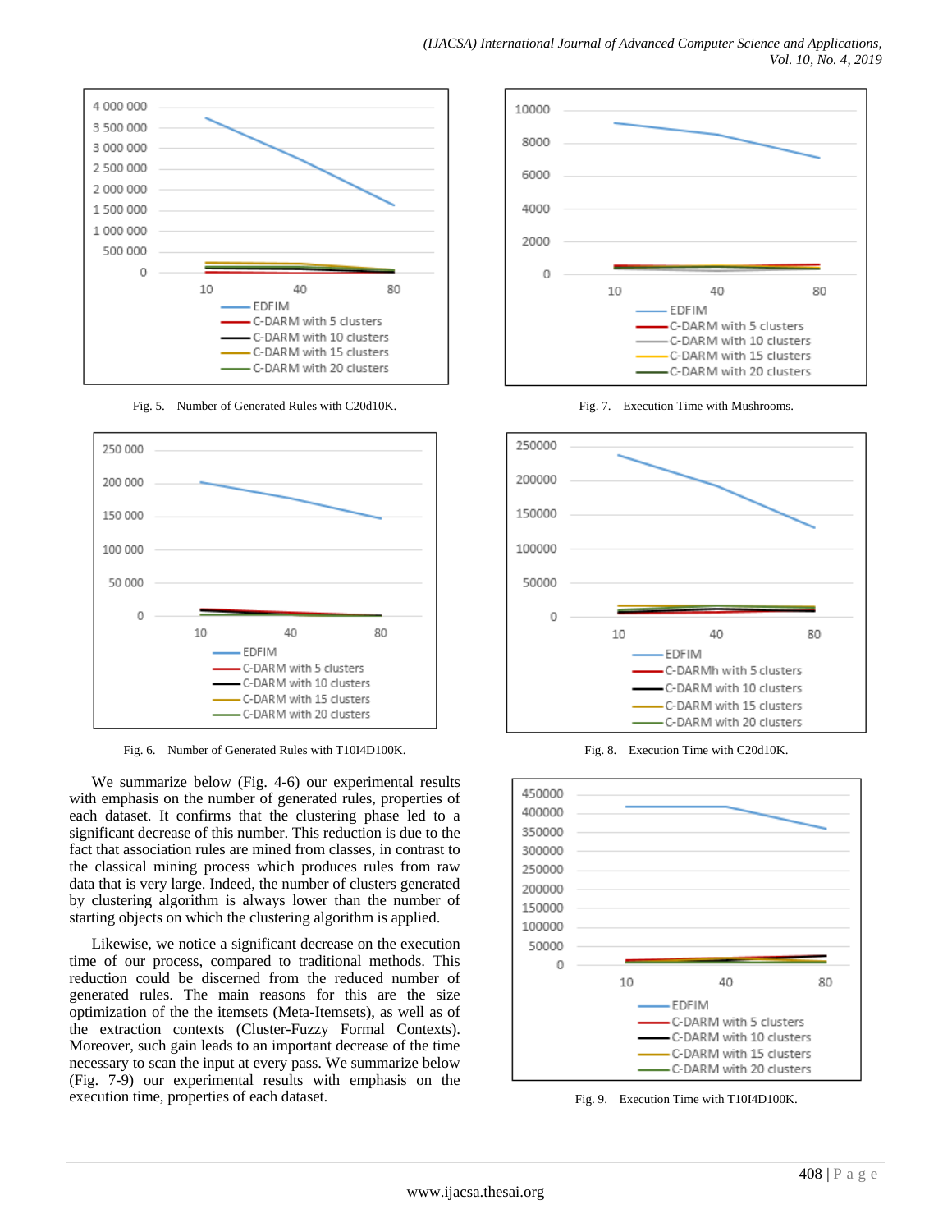Fig. 5. Number of Generated Rules with C20d10K.

Fig. 6. Number of Generated Rules with T10I4D100K.

We summarize below (Fig. 4-6) our experimental results with emphasis on the number of generated rules, properties of each dataset. It confirms that the clustering phase led to a significant decrease of this number. This reduction is due to the fact that association rules are mined from classes, in contrast to the classical mining process which produces rules from raw data that is very large. Indeed, the number of clusters generated by clustering algorithm is always lower than the number of starting objects on which the clustering algorithm is applied.

Likewise, we notice a significant decrease on the execution time of our process, compared to traditional methods. This reduction could be discerned from the reduced number of generated rules. The main reasons for this are the size optimization of the itemsets (Meta-Itemsets), as well as of the extraction contexts (Cluster-Fuzzy Formal Contexts). Moreover, such gain leads to an important decrease of the time necessary to scan the input at every pass. We summarize below (Fig. 7-9) our experimental results with emphasis on the execution time, properties of each dataset.

Fig. 7. Execution Time with Mushrooms.

Fig. 8. Execution Time with C20d10K.

Fig. 9. Execution Time with T10I4D100K.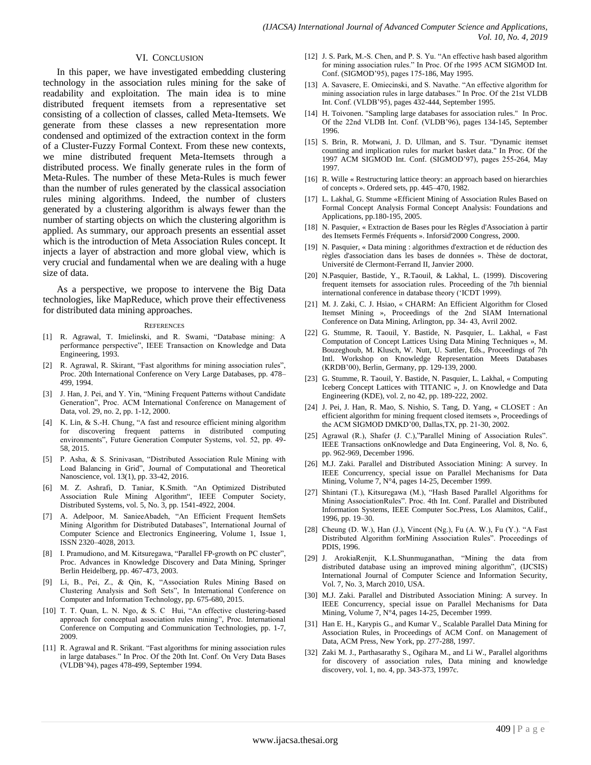## VI. Conclusion

In this paper, we have investigated embedding clustering technology in the association rules mining for the sake of readability and exploitation. The main idea is to mine distributed frequent itemsets from a representative set consisting of a collection of classes, called Meta-Itemsets. We generate from these classes a new representation more condensed and optimized of the extraction context in the form of a Cluster-Fuzzy Formal Context. From these new contexts, we mine distributed frequent Meta-Itemsets through a distributed process. We finally generate rules in the form of Meta-Rules. The number of these Meta-Rules is much fewer than the number of rules generated by the classical association rules mining algorithms. Indeed, the number of clusters generated by a clustering algorithm is always fewer than the number of starting objects on which the clustering algorithm is applied. As summary, our approach presents an essential asset which is the introduction of Meta Association Rules concept. It injects a layer of abstraction and more global view, which is very crucial and fundamental when we are dealing with a huge size of data.

As a perspective, we propose to intervene the Big Data technologies, like MapReduce, which prove their effectiveness for distributed data mining approaches.

## References

[1] R. Agrawal, T. Imielinski, and R. Swami, “Database mining: A performance perspective”, IEEE Transaction on Knowledge and Data Engineering, 1993.

[2] R. Agrawal, R. Skirant, “Fast algorithms for mining association rules”, Proc. 20th International Conference on Very Large Databases, pp. 478–499, 1994.

[3] J. Han, J. Pei, and Y. Yin, “Mining Frequent Patterns without Candidate Generation”, Proc. ACM International Conference on Management of Data, vol. 29, no. 2, pp. 1-12, 2000.

[4] K. Lin, & S.-H. Chung, “A fast and resource efficient mining algorithm for discovering frequent patterns in distributed computing environments”, Future Generation Computer Systems, vol. 52, pp. 49-58, 2015.

[5] P. Asha, & S. Srinivasan, “Distributed Association Rule Mining with Load Balancing in Grid”, Journal of Computational and Theoretical Nanoscience, vol. 13(1), pp. 33-42, 2016.

[6] M. Z. Ashrafi, D. Taniar, K.Smith. “An Optimized Distributed Association Rule Mining Algorithm“, IEEE Computer Society, Distributed Systems, vol. 5, No. 3, pp. 1541-4922, 2004.

[7] A. Adelpoor, M. SanieeAbadeh, “An Efficient Frequent ItemSets Mining Algorithm for Distributed Databases”, International Journal of Computer Science and Electronics Engineering, Volume 1, Issue 1, ISSN 2320–4028, 2013.

[8] I. Pramudiono, and M. Kitsuregawa, “Parallel FP-growth on PC cluster”, Proc. Advances in Knowledge Discovery and Data Mining, Springer Berlin Heidelberg, pp. 467-473, 2003.

[9] Li, B., Pei, Z., & Qin, K, “Association Rules Mining Based on Clustering Analysis and Soft Sets”, In International Conference on Computer and Information Technology, pp. 675-680, 2015.

[10] T. T. Quan, L. N. Ngo, & S. C Hui, “An effective clustering-based approach for conceptual association rules mining”, Proc. International Conference on Computing and Communication Technologies, pp. 1-7, 2009.

[11] R. Agrawal and R. Srikant. “Fast algorithms for mining association rules in large databases.” In Proc. Of the 20th Int. Conf. On Very Data Bases (VLDB’94), pages 478-499, September 1994.

[12] J. S. Park, M.-S. Chen, and P. S. Yu. “An effective hash based algorithm for mining association rules.” In Proc. Of rhe 1995 ACM SIGMOD Int. Conf. (SIGMOD’95), pages 175-186, May 1995.

[13] A. Savasere, E. Omiecinski, and S. Navathe. “An effective algorithm for mining association rules in large databases.” In Proc. Of the 21st VLDB Int. Conf. (VLDB’95), pages 432-444, September 1995.

[14] H. Toivonen. "Sampling large databases for association rules." In Proc. Of the 22nd VLDB Int. Conf. (VLDB’96), pages 134-145, September 1996.

[15] S. Brin, R. Motwani, J. D. Ullman, and S. Tsur. "Dynamic itemset counting and implication rules for market basket data." In Proc. Of the 1997 ACM SIGMOD Int. Conf. (SIGMOD’97), pages 255-264, May 1997.

[16] R. Wille « Restructuring lattice theory: an approach based on hierarchies of concepts ». Ordered sets, pp. 445–470, 1982.

[17] L. Lakhal, G. Stumme «Efficient Mining of Association Rules Based on Formal Concept Analysis Formal Concept Analysis: Foundations and Applications, pp.180-195, 2005.

[18] N. Pasquier, « Extraction de Bases pour les Règles d'Association à partir des Itemsets Fermés Fréquents ». Inforsid'2000 Congress, 2000.

[19] N. Pasquier, « Data mining : algorithmes d'extraction et de réduction des règles d'association dans les bases de données ». Thèse de doctorat, Université de Clermont-Ferrand II, Janvier 2000.

[20] N.Pasquier, Bastide, Y., R.Taouil, & Lakhal, L. (1999). Discovering frequent itemsets for association rules. Proceeding of the 7th biennial international conference in database theory (‘ICDT 1999).

[21] M. J. Zaki, C. J. Hsiao, « CHARM: An Efficient Algorithm for Closed Itemset Mining », Proceedings of the 2nd SIAM International Conference on Data Mining, Arlington, pp. 34- 43, Avril 2002.

[22] G. Stumme, R. Taouil, Y. Bastide, N. Pasquier, L. Lakhal, « Fast Computation of Concept Lattices Using Data Mining Techniques », M. Bouzeghoub, M. Klusch, W. Nutt, U. Sattler, Eds., Proceedings of 7th Intl. Workshop on Knowledge Representation Meets Databases (KRDB’00), Berlin, Germany, pp. 129-139, 2000.

[23] G. Stumme, R. Taouil, Y. Bastide, N. Pasquier, L. Lakhal, « Computing Iceberg Concept Lattices with TITANIC », J. on Knowledge and Data Engineering (KDE), vol. 2, no 42, pp. 189-222, 2002.

[24] J. Pei, J. Han, R. Mao, S. Nishio, S. Tang, D. Yang, « CLOSET : An efficient algorithm for mining frequent closed itemsets », Proceedings of the ACM SIGMOD DMKD’00, Dallas,TX, pp. 21-30, 2002.

[25] Agrawal (R.), Shafer (J. C.),”Parallel Mining of Association Rules”. IEEE Transactions onKnowledge and Data Engineering, Vol. 8, No. 6, pp. 962-969, December 1996.

[26] M.J. Zaki. Parallel and Distributed Association Mining: A survey. In IEEE Concurrency, special issue on Parallel Mechanisms for Data Mining, Volume 7, N°4, pages 14-25, December 1999.

[27] Shintani (T.), Kitsuregawa (M.), “Hash Based Parallel Algorithms for Mining AssociationRules”. Proc. 4th Int. Conf. Parallel and Distributed Information Systems, IEEE Computer Soc.Press, Los Alamitos, Calif., 1996, pp. 19–30.

[28] Cheung (D. W.), Han (J.), Vincent (Ng.), Fu (A. W.), Fu (Y.). “A Fast Distributed Algorithm forMining Association Rules”. Proceedings of PDIS, 1996.

[29] J. ArokiaRenjit, K.L.Shunmuganathan, “Mining the data from distributed database using an improved mining algorithm”, (IJCSIS) International Journal of Computer Science and Information Security, Vol. 7, No. 3, March 2010, USA.

[30] M.J. Zaki. Parallel and Distributed Association Mining: A survey. In IEEE Concurrency, special issue on Parallel Mechanisms for Data Mining, Volume 7, N°4, pages 14-25, December 1999.

[31] Han E. H., Karypis G., and Kumar V., Scalable Parallel Data Mining for Association Rules, in Proceedings of ACM Conf. on Management of Data, ACM Press, New York, pp. 277-288, 1997.

[32] Zaki M. J., Parthasarathy S., Ogihara M., and Li W., Parallel algorithms for discovery of association rules, Data mining and knowledge discovery, vol. 1, no. 4, pp. 343-373, 1997c.